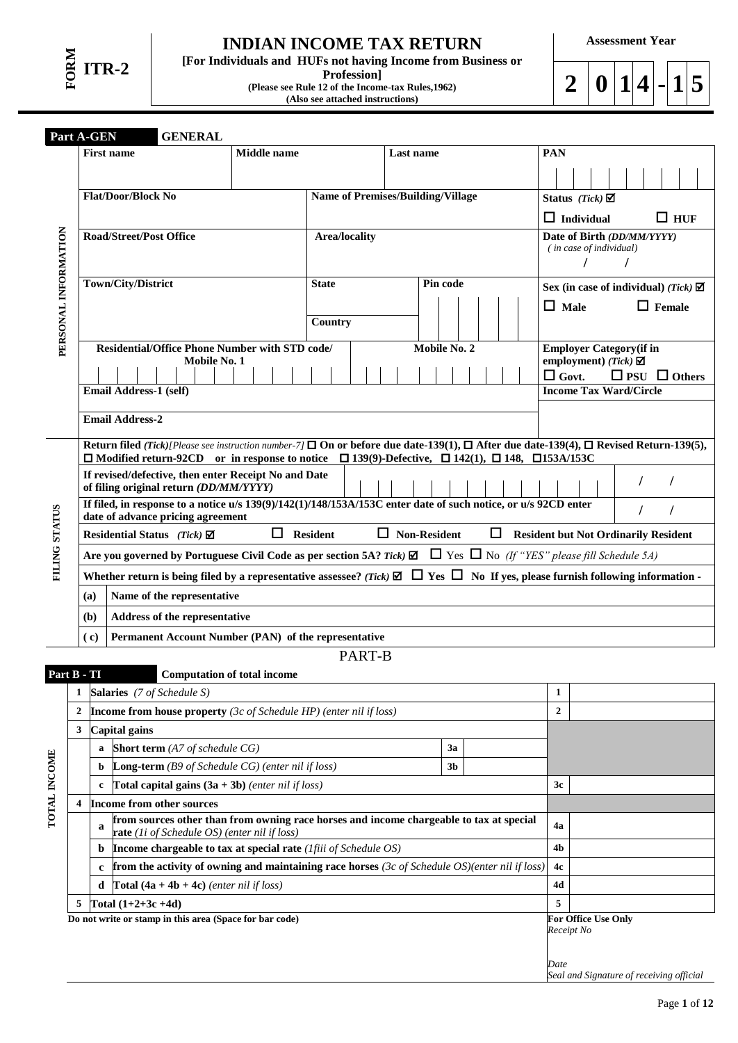# INDIAN INCOME TAX RETURN

**FORM ITR-2**

**[For Individuals and HUFs not having Income from Business or Profession]**

**(Please see Rule 12 of the Income-tax Rules,1962)**

**(Also see attached instructions)**

**Assessment Year 2014-15**

## Part A-GEN GENERAL

### PERSONAL INFORMATION

| First name | Middle name | Last name | PAN |
|---|---|---|---|
| | | | |
| **Flat/Door/Block No** | | **Name of Premises/Building/Village** | **Status** *(Tick)* ☑ ☐ Individual ☐ HUF |
| **Road/Street/Post Office** | | **Area/locality** | **Date of Birth** *(DD/MM/YYYY)* *( in case of individual)* / / |
| **Town/City/District** | | **State** / **Country** / **Pin code** | **Sex (in case of individual)** *(Tick)* ☑ ☐ Male ☐ Female |
| **Residential/Office Phone Number with STD code/ Mobile No. 1** | | **Mobile No. 2** | **Employer Category(if in employment)** *(Tick)* ☑ ☐ Govt. ☐ PSU ☐ Others |
| **Email Address-1 (self)** | | | **Income Tax Ward/Circle** |
| **Email Address-2** | | | |

### FILING STATUS

**Return filed** *(Tick)[Please see instruction number-7]* ☐ **On or before due date-139(1),** ☐ **After due date-139(4),** ☐ **Revised Return-139(5),** ☐ **Modified return-92CD or in response to notice** ☐ **139(9)-Defective,** ☐ **142(1),** ☐ **148,** ☐**153A/153C**

**If revised/defective, then enter Receipt No and Date of filing original return** *(DD/MM/YYYY)* / /

**If filed, in response to a notice u/s 139(9)/142(1)/148/153A/153C enter date of such notice, or u/s 92CD enter date of advance pricing agreement** / /

**Residential Status** *(Tick)* ☑ ☐ **Resident** ☐ **Non-Resident** ☐ **Resident but Not Ordinarily Resident**

**Are you governed by Portuguese Civil Code as per section 5A?** *Tick)* ☑ ☐ Yes ☐ No *(If "YES" please fill Schedule 5A)*

**Whether return is being filed by a representative assessee?** *(Tick)* ☑ ☐ **Yes** ☐ **No If yes, please furnish following information -**

| | |
|---|---|
| **(a)** | **Name of the representative** |
| **(b)** | **Address of the representative** |
| **( c)** | **Permanent Account Number (PAN) of the representative** |

# PART-B

## Part B - TI Computation of total income

### TOTAL INCOME

| | | | | | | |
|---|---|---|---|---|---|---|
| **1** | | **Salaries** *(7 of Schedule S)* | | | **1** | |
| **2** | | **Income from house property** *(3c of Schedule HP) (enter nil if loss)* | | | **2** | |
| **3** | | **Capital gains** | | | | |
| | **a** | **Short term** *(A7 of schedule CG)* | **3a** | | | |
| | **b** | **Long-term** *(B9 of Schedule CG) (enter nil if loss)* | **3b** | | | |
| | **c** | **Total capital gains (3a + 3b)** *(enter nil if loss)* | | | **3c** | |
| **4** | | **Income from other sources** | | | | |
| | **a** | **from sources other than from owning race horses and income chargeable to tax at special rate** *(1i of Schedule OS) (enter nil if loss)* | | | **4a** | |
| | **b** | **Income chargeable to tax at special rate** *(1fiii of Schedule OS)* | | | **4b** | |
| | **c** | **from the activity of owning and maintaining race horses** *(3c of Schedule OS)(enter nil if loss)* | | | **4c** | |
| | **d** | **Total (4a + 4b + 4c)** *(enter nil if loss)* | | | **4d** | |
| **5** | | **Total (1+2+3c +4d)** | | | **5** | |

**Do not write or stamp in this area (Space for bar code)**

**For Office Use Only**

*Receipt No*

*Date*

*Seal and Signature of receiving official*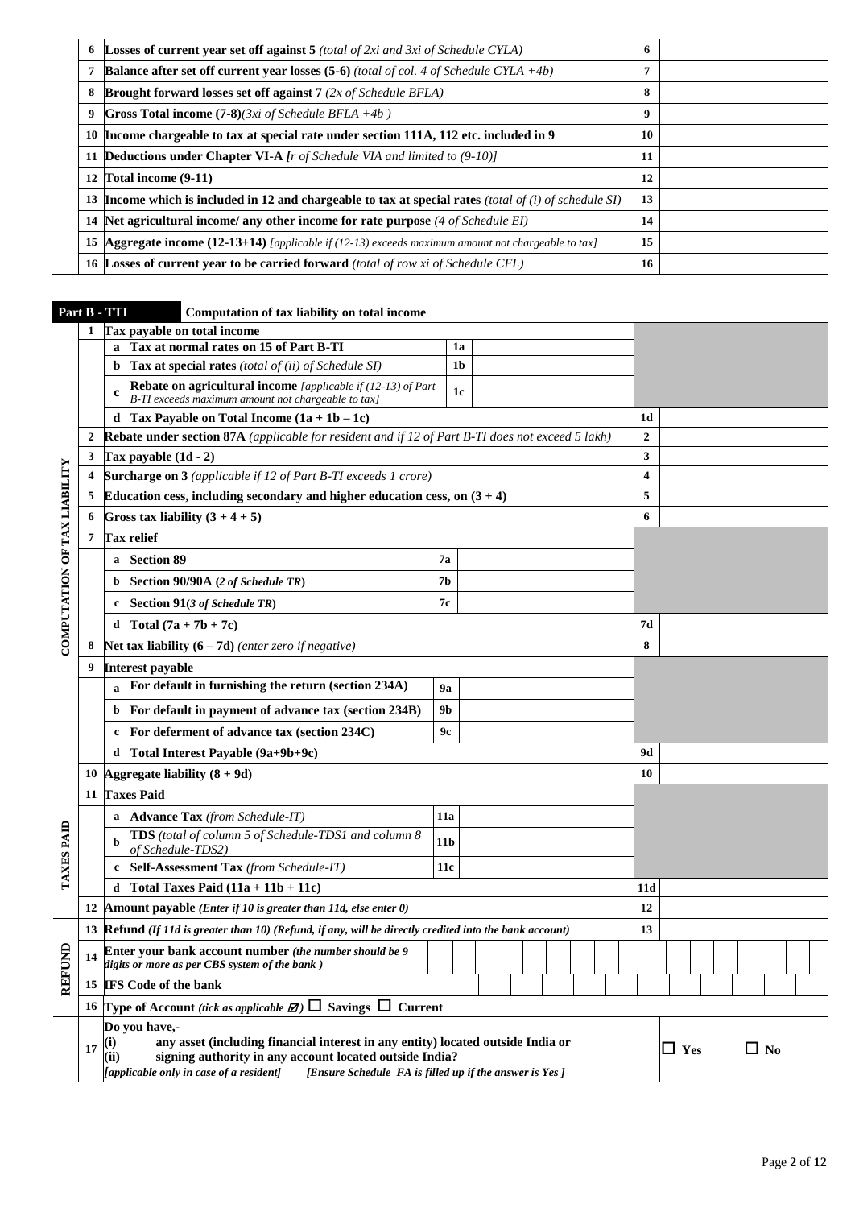| | | | |
|---|---|---|---|
| 6 | **Losses of current year set off against 5** *(total of 2xi and 3xi of Schedule CYLA)* | 6 | |
| 7 | **Balance after set off current year losses (5-6)** *(total of col. 4 of Schedule CYLA +4b)* | 7 | |
| 8 | **Brought forward losses set off against 7** *(2x of Schedule BFLA)* | 8 | |
| 9 | **Gross Total income (7-8)***(3xi of Schedule BFLA +4b )* | 9 | |
| 10 | **Income chargeable to tax at special rate under section 111A, 112 etc. included in 9** | 10 | |
| 11 | **Deductions under Chapter VI-A** *[r of Schedule VIA and limited to (9-10)]* | 11 | |
| 12 | **Total income (9-11)** | 12 | |
| 13 | **Income which is included in 12 and chargeable to tax at special rates** *(total of (i) of schedule SI)* | 13 | |
| 14 | **Net agricultural income/ any other income for rate purpose** *(4 of Schedule EI)* | 14 | |
| 15 | **Aggregate income (12-13+14)** *[applicable if (12-13) exceeds maximum amount not chargeable to tax]* | 15 | |
| 16 | **Losses of current year to be carried forward** *(total of row xi of Schedule CFL)* | 16 | |

## Part B - TTI — Computation of tax liability on total income

| Section | No. | | Particulars | Ref | Amount | Ref | Amount |
|---|---|---|---|---|---|---|---|
| COMPUTATION OF TAX LIABILITY | 1 | | **Tax payable on total income** | | | | |
| | | a | **Tax at normal rates on 15 of Part B-TI** | 1a | | | |
| | | b | **Tax at special rates** *(total of (ii) of Schedule SI)* | 1b | | | |
| | | c | **Rebate on agricultural income** *[applicable if (12-13) of Part B-TI exceeds maximum amount not chargeable to tax]* | 1c | | | |
| | | d | **Tax Payable on Total Income (1a + 1b – 1c)** | | | 1d | |
| | 2 | | **Rebate under section 87A** *(applicable for resident and if 12 of Part B-TI does not exceed 5 lakh)* | | | 2 | |
| | 3 | | **Tax payable (1d - 2)** | | | 3 | |
| | 4 | | **Surcharge on 3** *(applicable if 12 of Part B-TI exceeds 1 crore)* | | | 4 | |
| | 5 | | **Education cess, including secondary and higher education cess, on (3 + 4)** | | | 5 | |
| | 6 | | **Gross tax liability (3 + 4 + 5)** | | | 6 | |
| | 7 | | **Tax relief** | | | | |
| | | a | **Section 89** | 7a | | | |
| | | b | **Section 90/90A (*2 of Schedule TR*)** | 7b | | | |
| | | c | **Section 91(*3 of Schedule TR*)** | 7c | | | |
| | | d | **Total (7a + 7b + 7c)** | | | 7d | |
| | 8 | | **Net tax liability (6 – 7d)** *(enter zero if negative)* | | | 8 | |
| | 9 | | **Interest payable** | | | | |
| | | a | **For default in furnishing the return (section 234A)** | 9a | | | |
| | | b | **For default in payment of advance tax (section 234B)** | 9b | | | |
| | | c | **For deferment of advance tax (section 234C)** | 9c | | | |
| | | d | **Total Interest Payable (9a+9b+9c)** | | | 9d | |
| | 10 | | **Aggregate liability (8 + 9d)** | | | 10 | |
| TAXES PAID | 11 | | **Taxes Paid** | | | | |
| | | a | **Advance Tax** *(from Schedule-IT)* | 11a | | | |
| | | b | **TDS** *(total of column 5 of Schedule-TDS1 and column 8 of Schedule-TDS2)* | 11b | | | |
| | | c | **Self-Assessment Tax** *(from Schedule-IT)* | 11c | | | |
| | | d | **Total Taxes Paid (11a + 11b + 11c)** | | | 11d | |
| | 12 | | **Amount payable** *(Enter if 10 is greater than 11d, else enter 0)* | | | 12 | |
| REFUND | 13 | | **Refund** *(If 11d is greater than 10) (Refund, if any, will be directly credited into the bank account)* | | | 13 | |
| | 14 | | **Enter your bank account number** *(the number should be 9 digits or more as per CBS system of the bank )* | | | | |
| | 15 | | **IFS Code of the bank** | | | | |
| | 16 | | **Type of Account** *(tick as applicable ☑)* ☐ **Savings** ☐ **Current** | | | | |
| | 17 | | **Do you have,-** **(i) any asset (including financial interest in any entity) located outside India or (ii) signing authority in any account located outside India?** *[applicable only in case of a resident]* *[Ensure Schedule FA is filled up if the answer is Yes ]* | | | | ☐ **Yes** ☐ **No** |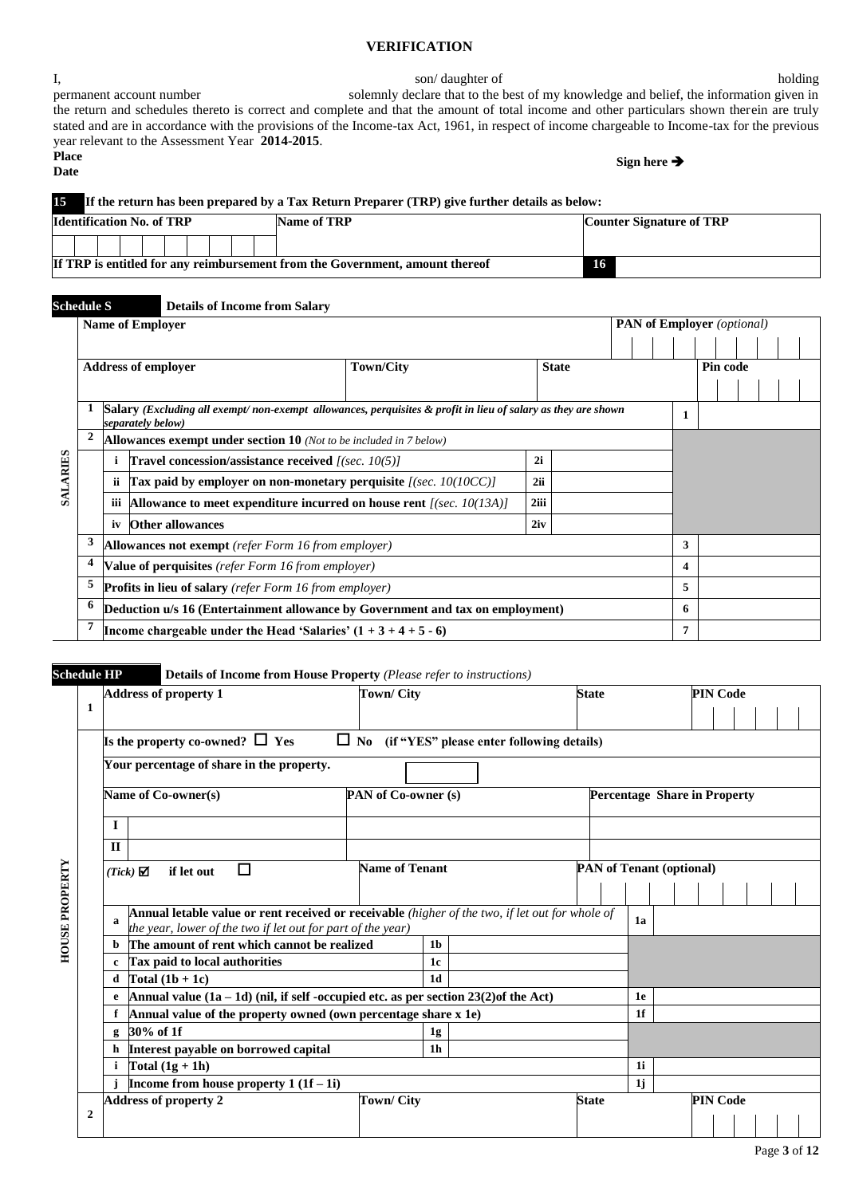## VERIFICATION

I, son/ daughter of holding permanent account number solemnly declare that to the best of my knowledge and belief, the information given in the return and schedules thereto is correct and complete and that the amount of total income and other particulars shown therein are truly stated and are in accordance with the provisions of the Income-tax Act, 1961, in respect of income chargeable to Income-tax for the previous year relevant to the Assessment Year **2014-2015**.

**Place**

**Date**

**Sign here ➔**

| **15** | **If the return has been prepared by a Tax Return Preparer (TRP) give further details as below:** | | |
|---|---|---|---|
| **Identification No. of TRP** | **Name of TRP** | **Counter Signature of TRP** | |
| | | | |
| **If TRP is entitled for any reimbursement from the Government, amount thereof** | | **16** | |

### Schedule S — Details of Income from Salary

**SALARIES**

| | | | | | |
|---|---|---|---|---|---|
| **Name of Employer** | | | | **PAN of Employer** *(optional)* | |
| **Address of employer** | **Town/City** | **State** | | **Pin code** | |
| **1** | **Salary** *(Excluding all exempt/ non-exempt allowances, perquisites & profit in lieu of salary as they are shown separately below)* | | | **1** | |
| **2** | **Allowances exempt under section 10** *(Not to be included in 7 below)* | | | | |
| | **i** Travel concession/assistance received *[(sec. 10(5)]* | **2i** | | | |
| | **ii** Tax paid by employer on non-monetary perquisite *[(sec. 10(10CC)]* | **2ii** | | | |
| | **iii** Allowance to meet expenditure incurred on house rent *[(sec. 10(13A)]* | **2iii** | | | |
| | **iv** Other allowances | **2iv** | | | |
| **3** | **Allowances not exempt** *(refer Form 16 from employer)* | | | **3** | |
| **4** | **Value of perquisites** *(refer Form 16 from employer)* | | | **4** | |
| **5** | **Profits in lieu of salary** *(refer Form 16 from employer)* | | | **5** | |
| **6** | **Deduction u/s 16 (Entertainment allowance by Government and tax on employment)** | | | **6** | |
| **7** | **Income chargeable under the Head 'Salaries' (1 + 3 + 4 + 5 - 6)** | | | **7** | |

### Schedule HP — Details of Income from House Property *(Please refer to instructions)*

**HOUSE PROPERTY**

| | | | | | |
|---|---|---|---|---|---|
| **1** | **Address of property 1** | **Town/ City** | **State** | | **PIN Code** |
| | **Is the property co-owned?** ☐ **Yes** ☐ **No** (if "YES" please enter following details) | | | | |
| | **Your percentage of share in the property.** | | | | |
| | **Name of Co-owner(s)** | **PAN of Co-owner (s)** | **Percentage Share in Property** | | |
| | **I** | | | | |
| | **II** | | | | |
| | *(Tick)* ☑ **if let out** ☐ | **Name of Tenant** | **PAN of Tenant (optional)** | | |
| | **a** **Annual letable value or rent received or receivable** *(higher of the two, if let out for whole of the year, lower of the two if let out for part of the year)* | | | **1a** | |
| | **b** **The amount of rent which cannot be realized** | **1b** | | | |
| | **c** **Tax paid to local authorities** | **1c** | | | |
| | **d** **Total (1b + 1c)** | **1d** | | | |
| | **e** **Annual value (1a – 1d) (nil, if self -occupied etc. as per section 23(2)of the Act)** | | | **1e** | |
| | **f** **Annual value of the property owned (own percentage share x 1e)** | | | **1f** | |
| | **g** **30% of 1f** | **1g** | | | |
| | **h** **Interest payable on borrowed capital** | **1h** | | | |
| | **i** **Total (1g + 1h)** | | | **1i** | |
| | **j** **Income from house property 1 (1f – 1i)** | | | **1j** | |
| **2** | **Address of property 2** | **Town/ City** | **State** | | **PIN Code** |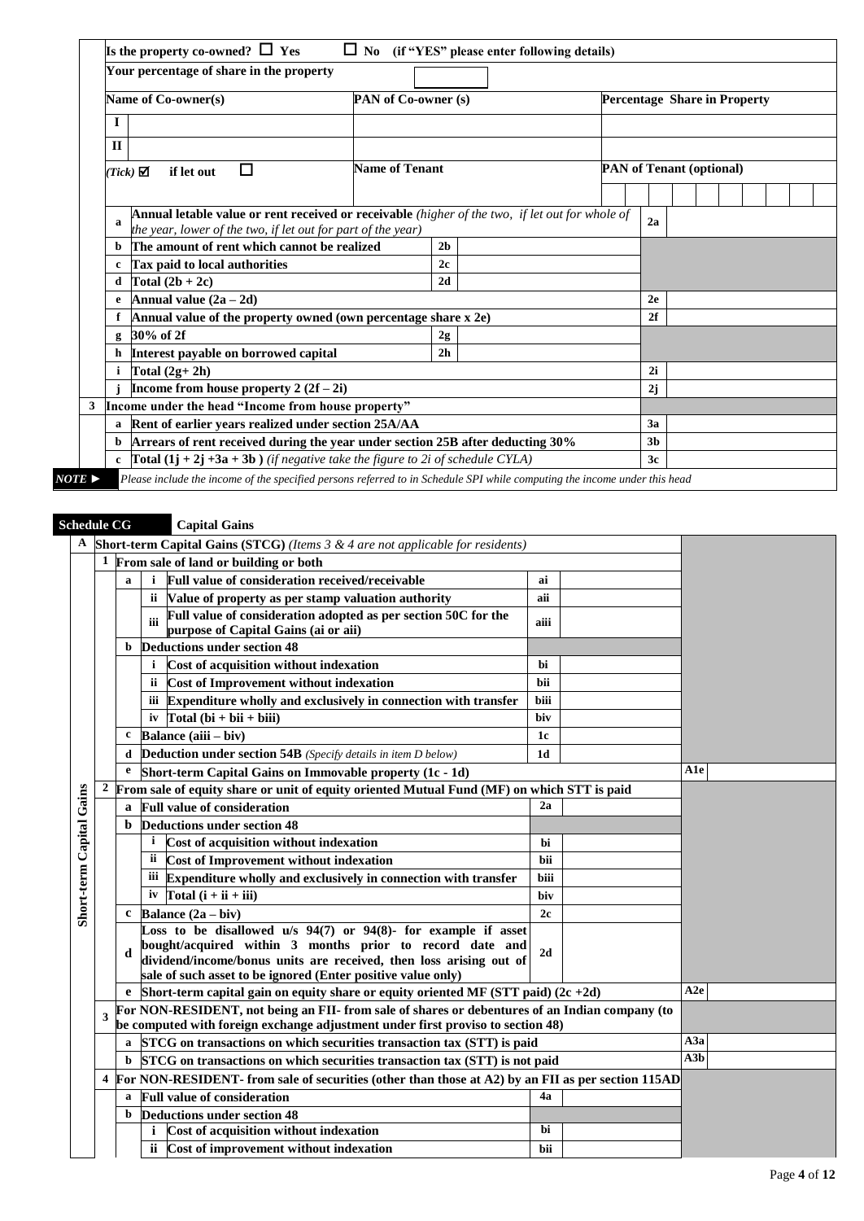| | | | | | |
|---|---|---|---|---|---|
| | Is the property co-owned? ☐ Yes ☐ No (if "YES" please enter following details) | | | | |
| | Your percentage of share in the property | | | | |
| | Name of Co-owner(s) | PAN of Co-owner (s) | | Percentage Share in Property | |
| | I | | | | |
| | II | | | | |
| | (Tick) ☑ if let out ☐ | Name of Tenant | | PAN of Tenant (optional) | |
| a | Annual letable value or rent received or receivable *(higher of the two, if let out for whole of the year, lower of the two, if let out for part of the year)* | | | 2a | |
| b | The amount of rent which cannot be realized | 2b | | | |
| c | Tax paid to local authorities | 2c | | | |
| d | Total (2b + 2c) | 2d | | | |
| e | Annual value (2a – 2d) | | | 2e | |
| f | Annual value of the property owned (own percentage share x 2e) | | | 2f | |
| g | 30% of 2f | 2g | | | |
| h | Interest payable on borrowed capital | 2h | | | |
| i | Total (2g+ 2h) | | | 2i | |
| j | Income from house property 2 (2f – 2i) | | | 2j | |
| 3 | Income under the head "Income from house property" | | | | |
| a | Rent of earlier years realized under section 25A/AA | | | 3a | |
| b | Arrears of rent received during the year under section 25B after deducting 30% | | | 3b | |
| c | Total (1j + 2j +3a + 3b ) *(if negative take the figure to 2i of schedule CYLA)* | | | 3c | |

**NOTE ►** *Please include the income of the specified persons referred to in Schedule SPI while computing the income under this head*

## Schedule CG Capital Gains

**Short-term Capital Gains**

| | | | | | |
|---|---|---|---|---|---|
| **A** | **Short-term Capital Gains (STCG)** *(Items 3 & 4 are not applicable for residents)* | | | | |
| **1** | **From sale of land or building or both** | | | | |
| a | i | Full value of consideration received/receivable | ai | | |
| | ii | Value of property as per stamp valuation authority | aii | | |
| | iii | Full value of consideration adopted as per section 50C for the purpose of Capital Gains (ai or aii) | aiii | | |
| b | | Deductions under section 48 | | | |
| | i | Cost of acquisition without indexation | bi | | |
| | ii | Cost of Improvement without indexation | bii | | |
| | iii | Expenditure wholly and exclusively in connection with transfer | biii | | |
| | iv | Total (bi + bii + biii) | biv | | |
| c | | Balance (aiii – biv) | 1c | | |
| d | | Deduction under section 54B *(Specify details in item D below)* | 1d | | |
| e | | Short-term Capital Gains on Immovable property (1c - 1d) | | A1e | |
| **2** | **From sale of equity share or unit of equity oriented Mutual Fund (MF) on which STT is paid** | | | | |
| a | | Full value of consideration | 2a | | |
| b | | Deductions under section 48 | | | |
| | i | Cost of acquisition without indexation | bi | | |
| | ii | Cost of Improvement without indexation | bii | | |
| | iii | Expenditure wholly and exclusively in connection with transfer | biii | | |
| | iv | Total (i + ii + iii) | biv | | |
| c | | Balance (2a – biv) | 2c | | |
| d | | Loss to be disallowed u/s 94(7) or 94(8)- for example if asset bought/acquired within 3 months prior to record date and dividend/income/bonus units are received, then loss arising out of sale of such asset to be ignored (Enter positive value only) | 2d | | |
| e | | Short-term capital gain on equity share or equity oriented MF (STT paid) (2c +2d) | | A2e | |
| **3** | **For NON-RESIDENT, not being an FII- from sale of shares or debentures of an Indian company (to be computed with foreign exchange adjustment under first proviso to section 48)** | | | | |
| a | | STCG on transactions on which securities transaction tax (STT) is paid | | A3a | |
| b | | STCG on transactions on which securities transaction tax (STT) is not paid | | A3b | |
| **4** | **For NON-RESIDENT- from sale of securities (other than those at A2) by an FII as per section 115AD** | | | | |
| a | | Full value of consideration | 4a | | |
| b | | Deductions under section 48 | | | |
| | i | Cost of acquisition without indexation | bi | | |
| | ii | Cost of improvement without indexation | bii | | |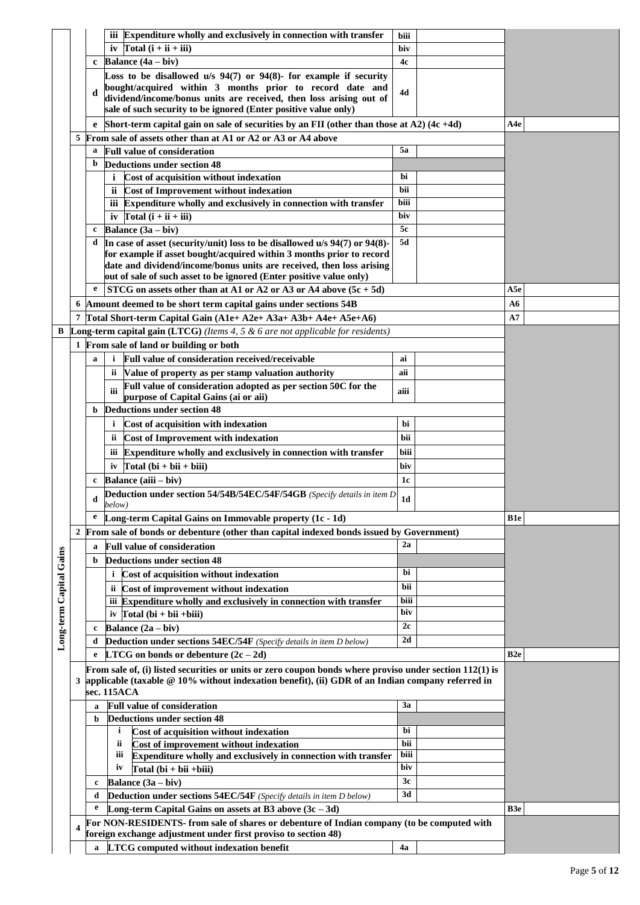| | | | | | | | |
|---|---|---|---|---|---|---|---|
| | | | iii | Expenditure wholly and exclusively in connection with transfer | biii | | |
| | | | iv | Total (i + ii + iii) | biv | | |
| | | c | | Balance (4a – biv) | 4c | | |
| | | d | | Loss to be disallowed u/s 94(7) or 94(8)- for example if security bought/acquired within 3 months prior to record date and dividend/income/bonus units are received, then loss arising out of sale of such security to be ignored (Enter positive value only) | 4d | | |
| | | e | | Short-term capital gain on sale of securities by an FII (other than those at A2) (4c +4d) | | | A4e |
| | 5 | | | From sale of assets other than at A1 or A2 or A3 or A4 above | | | |
| | | a | | Full value of consideration | 5a | | |
| | | b | | Deductions under section 48 | | | |
| | | | i | Cost of acquisition without indexation | bi | | |
| | | | ii | Cost of Improvement without indexation | bii | | |
| | | | iii | Expenditure wholly and exclusively in connection with transfer | biii | | |
| | | | iv | Total (i + ii + iii) | biv | | |
| | | c | | Balance (3a – biv) | 5c | | |
| | | d | | In case of asset (security/unit) loss to be disallowed u/s 94(7) or 94(8)- for example if asset bought/acquired within 3 months prior to record date and dividend/income/bonus units are received, then loss arising out of sale of such asset to be ignored (Enter positive value only) | 5d | | |
| | | e | | STCG on assets other than at A1 or A2 or A3 or A4 above (5c + 5d) | | | A5e |
| | 6 | | | Amount deemed to be short term capital gains under sections 54B | | | A6 |
| | 7 | | | Total Short-term Capital Gain (A1e+ A2e+ A3a+ A3b+ A4e+ A5e+A6) | | | A7 |
| B | | | | Long-term capital gain (LTCG) *(Items 4, 5 & 6 are not applicable for residents)* | | | |
| Long-term Capital Gains | 1 | | | From sale of land or building or both | | | |
| | | a | i | Full value of consideration received/receivable | ai | | |
| | | | ii | Value of property as per stamp valuation authority | aii | | |
| | | | iii | Full value of consideration adopted as per section 50C for the purpose of Capital Gains (ai or aii) | aiii | | |
| | | b | | Deductions under section 48 | | | |
| | | | i | Cost of acquisition with indexation | bi | | |
| | | | ii | Cost of Improvement with indexation | bii | | |
| | | | iii | Expenditure wholly and exclusively in connection with transfer | biii | | |
| | | | iv | Total (bi + bii + biii) | biv | | |
| | | c | | Balance (aiii – biv) | 1c | | |
| | | d | | Deduction under section 54/54B/54EC/54F/54GB *(Specify details in item D below)* | 1d | | |
| | | e | | Long-term Capital Gains on Immovable property (1c - 1d) | | | B1e |
| | 2 | | | From sale of bonds or debenture (other than capital indexed bonds issued by Government) | | | |
| | | a | | Full value of consideration | 2a | | |
| | | b | | Deductions under section 48 | | | |
| | | | i | Cost of acquisition without indexation | bi | | |
| | | | ii | Cost of improvement without indexation | bii | | |
| | | | iii | Expenditure wholly and exclusively in connection with transfer | biii | | |
| | | | iv | Total (bi + bii +biii) | biv | | |
| | | c | | Balance (2a – biv) | 2c | | |
| | | d | | Deduction under sections 54EC/54F *(Specify details in item D below)* | 2d | | |
| | | e | | LTCG on bonds or debenture (2c – 2d) | | | B2e |
| | 3 | | | From sale of, (i) listed securities or units or zero coupon bonds where proviso under section 112(1) is applicable (taxable @ 10% without indexation benefit), (ii) GDR of an Indian company referred in sec. 115ACA | | | |
| | | a | | Full value of consideration | 3a | | |
| | | b | | Deductions under section 48 | | | |
| | | | i | Cost of acquisition without indexation | bi | | |
| | | | ii | Cost of improvement without indexation | bii | | |
| | | | iii | Expenditure wholly and exclusively in connection with transfer | biii | | |
| | | | iv | Total (bi + bii +biii) | biv | | |
| | | c | | Balance (3a – biv) | 3c | | |
| | | d | | Deduction under sections 54EC/54F *(Specify details in item D below)* | 3d | | |
| | | e | | Long-term Capital Gains on assets at B3 above (3c – 3d) | | | B3e |
| | 4 | | | For NON-RESIDENTS- from sale of shares or debenture of Indian company (to be computed with foreign exchange adjustment under first proviso to section 48) | | | |
| | | a | | LTCG computed without indexation benefit | 4a | | |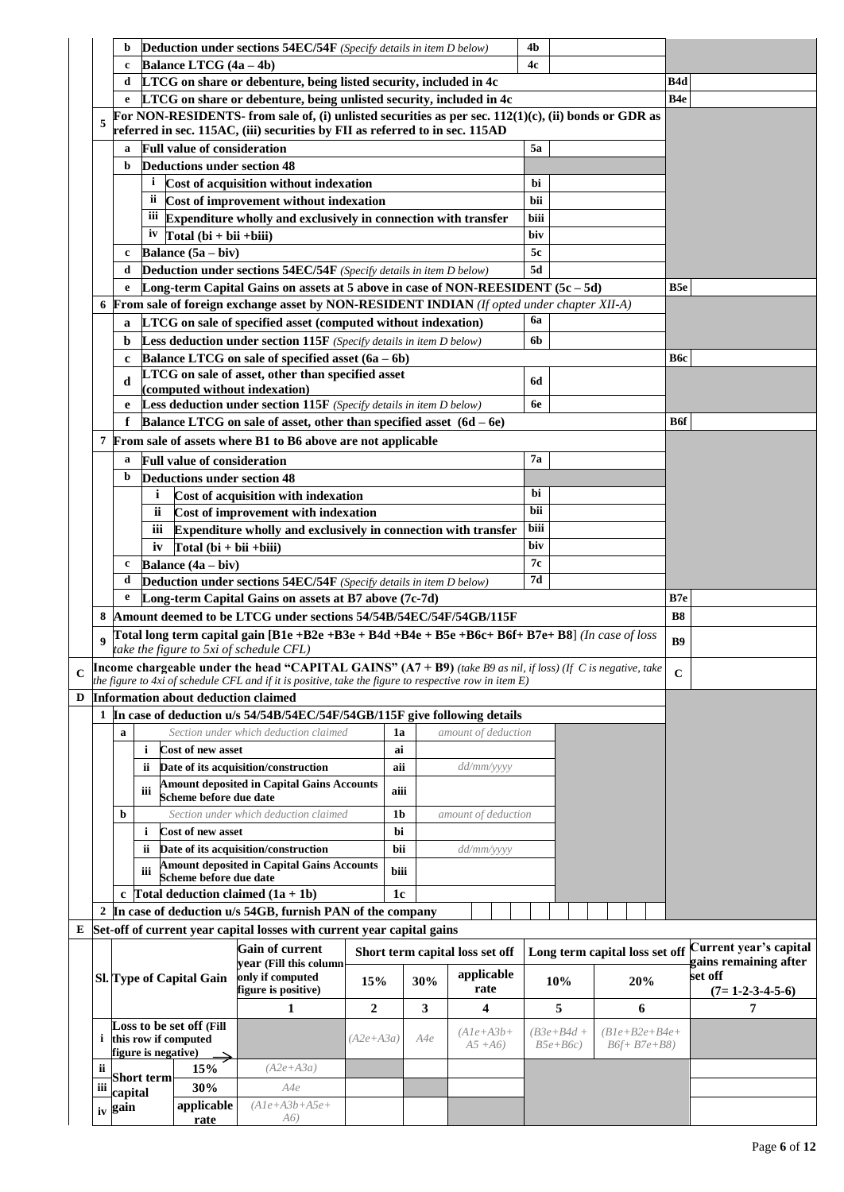| | | | | | |
|---|---|---|---|---|---|
| | b | **Deduction under sections 54EC/54F** *(Specify details in item D below)* | 4b | | |
| | c | **Balance LTCG (4a – 4b)** | 4c | | |
| | d | **LTCG on share or debenture, being listed security, included in 4c** | | B4d | |
| | e | **LTCG on share or debenture, being unlisted security, included in 4c** | | B4e | |
| 5 | | **For NON-RESIDENTS- from sale of, (i) unlisted securities as per sec. 112(1)(c), (ii) bonds or GDR as referred in sec. 115AC, (iii) securities by FII as referred to in sec. 115AD** | | | |
| | a | **Full value of consideration** | 5a | | |
| | b | **Deductions under section 48** | | | |
| | | i **Cost of acquisition without indexation** | bi | | |
| | | ii **Cost of improvement without indexation** | bii | | |
| | | iii **Expenditure wholly and exclusively in connection with transfer** | biii | | |
| | | iv **Total (bi + bii +biii)** | biv | | |
| | c | **Balance (5a – biv)** | 5c | | |
| | d | **Deduction under sections 54EC/54F** *(Specify details in item D below)* | 5d | | |
| | e | **Long-term Capital Gains on assets at 5 above in case of NON-REESIDENT (5c – 5d)** | | B5e | |
| 6 | | **From sale of foreign exchange asset by NON-RESIDENT INDIAN** *(If opted under chapter XII-A)* | | | |
| | a | **LTCG on sale of specified asset (computed without indexation)** | 6a | | |
| | b | **Less deduction under section 115F** *(Specify details in item D below)* | 6b | | |
| | c | **Balance LTCG on sale of specified asset (6a – 6b)** | | B6c | |
| | d | **LTCG on sale of asset, other than specified asset (computed without indexation)** | 6d | | |
| | e | **Less deduction under section 115F** *(Specify details in item D below)* | 6e | | |
| | f | **Balance LTCG on sale of asset, other than specified asset (6d – 6e)** | | B6f | |
| 7 | | **From sale of assets where B1 to B6 above are not applicable** | | | |
| | a | **Full value of consideration** | 7a | | |
| | b | **Deductions under section 48** | | | |
| | | i **Cost of acquisition with indexation** | bi | | |
| | | ii **Cost of improvement with indexation** | bii | | |
| | | iii **Expenditure wholly and exclusively in connection with transfer** | biii | | |
| | | iv **Total (bi + bii +biii)** | biv | | |
| | c | **Balance (4a – biv)** | 7c | | |
| | d | **Deduction under sections 54EC/54F** *(Specify details in item D below)* | 7d | | |
| | e | **Long-term Capital Gains on assets at B7 above (7c-7d)** | | B7e | |
| 8 | | **Amount deemed to be LTCG under sections 54/54B/54EC/54F/54GB/115F** | | B8 | |
| 9 | | **Total long term capital gain [B1e +B2e +B3e + B4d +B4e + B5e +B6c+ B6f+ B7e+ B8]** *(In case of loss take the figure to 5xi of schedule CFL)* | | B9 | |

**C** **Income chargeable under the head "CAPITAL GAINS" (A7 + B9)** *(take B9 as nil, if loss) (If C is negative, take the figure to 4xi of schedule CFL and if it is positive, take the figure to respective row in item E)* — **C**

**D Information about deduction claimed**

**1 In case of deduction u/s 54/54B/54EC/54F/54GB/115F give following details**

| | | | | |
|---|---|---|---|---|
| a | | *Section under which deduction claimed* | 1a | *amount of deduction* |
| | i | **Cost of new asset** | ai | |
| | ii | **Date of its acquisition/construction** | aii | *dd/mm/yyyy* |
| | iii | **Amount deposited in Capital Gains Accounts Scheme before due date** | aiii | |
| b | | *Section under which deduction claimed* | 1b | *amount of deduction* |
| | i | **Cost of new asset** | bi | |
| | ii | **Date of its acquisition/construction** | bii | *dd/mm/yyyy* |
| | iii | **Amount deposited in Capital Gains Accounts Scheme before due date** | biii | |
| c | | **Total deduction claimed (1a + 1b)** | 1c | |

**2 In case of deduction u/s 54GB, furnish PAN of the company**

**E Set-off of current year capital losses with current year capital gains**

| Sl. | Type of Capital Gain | | Gain of current year (Fill this column only if computed figure is positive) | Short term capital loss set off 15% | Short term capital loss set off 30% | Short term capital loss set off applicable rate | Long term capital loss set off 10% | Long term capital loss set off 20% | Current year's capital gains remaining after set off (7= 1-2-3-4-5-6) |
|---|---|---|---|---|---|---|---|---|---|
| | | | 1 | 2 | 3 | 4 | 5 | 6 | 7 |
| i | Loss to be set off (Fill this row if computed figure is negative) | | | *(A2e+A3a)* | *A4e* | *(A1e+A3b+ A5 +A6)* | *(B3e+B4d + B5e+B6c)* | *(B1e+B2e+B4e+ B6f+ B7e+B8)* | |
| ii | Short term capital gain | 15% | *(A2e+A3a)* | | | | | | |
| iii | | 30% | *A4e* | | | | | | |
| iv | | applicable rate | *(A1e+A3b+A5e+ A6)* | | | | | | |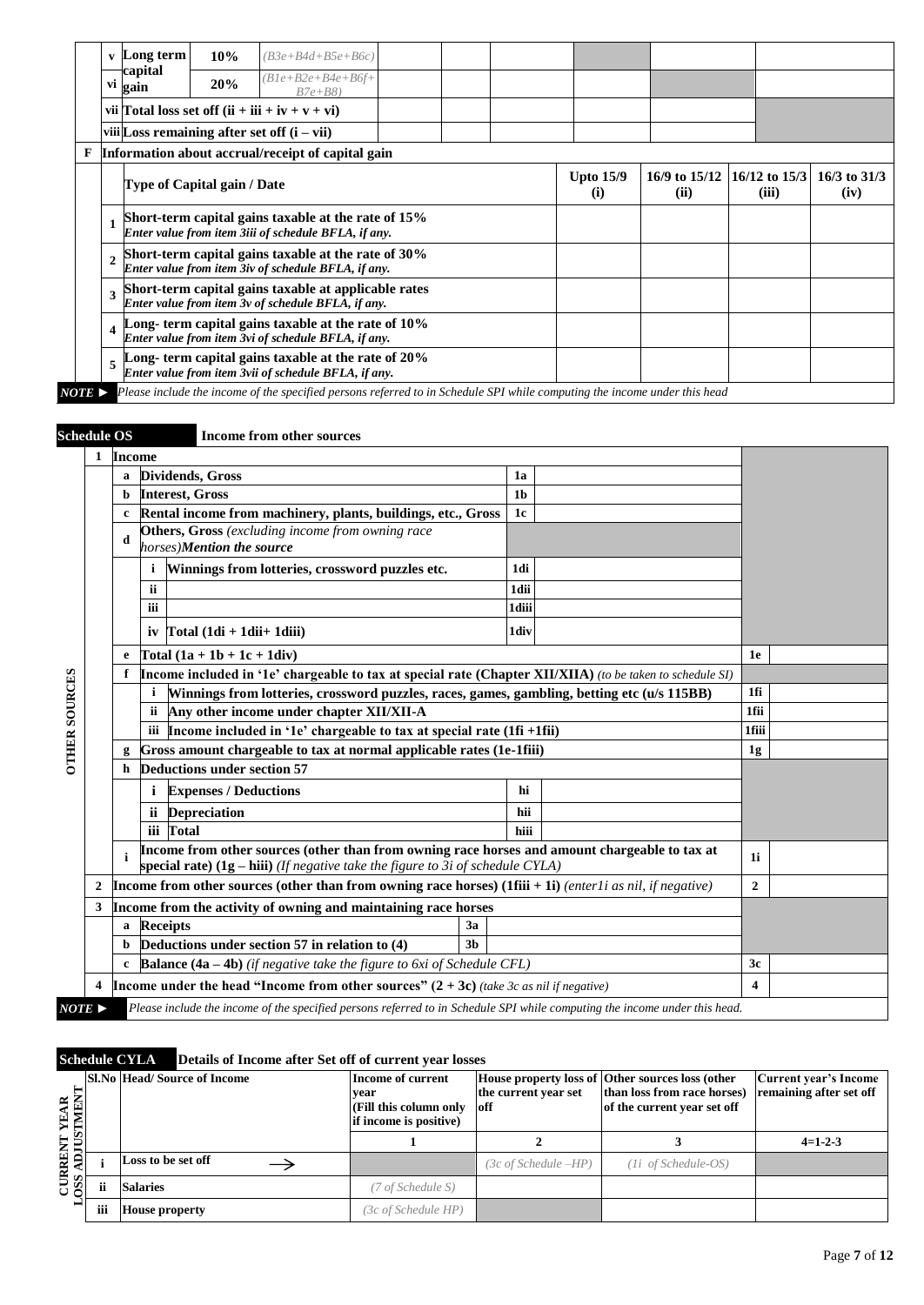| | | | | | | | | | | |
|---|---|---|---|---|---|---|---|---|---|---|
| v | Long term capital gain | 10% | *(B3e+B4d+B5e+B6c)* | | | | | | | |
| vi | | 20% | *(B1e+B2e+B4e+B6f+B7e+B8)* | | | | | | | |
| vii | Total loss set off (ii + iii + iv + v + vi) | | | | | | | | | |
| viii | Loss remaining after set off (i – vii) | | | | | | | | | |

**F** **Information about accrual/receipt of capital gain**

| | Type of Capital gain / Date | Upto 15/9 (i) | 16/9 to 15/12 (ii) | 16/12 to 15/3 (iii) | 16/3 to 31/3 (iv) |
|---|---|---|---|---|---|
| 1 | Short-term capital gains taxable at the rate of 15% *Enter value from item 3iii of schedule BFLA, if any.* | | | | |
| 2 | Short-term capital gains taxable at the rate of 30% *Enter value from item 3iv of schedule BFLA, if any.* | | | | |
| 3 | Short-term capital gains taxable at applicable rates *Enter value from item 3v of schedule BFLA, if any.* | | | | |
| 4 | Long- term capital gains taxable at the rate of 10% *Enter value from item 3vi of schedule BFLA, if any.* | | | | |
| 5 | Long- term capital gains taxable at the rate of 20% *Enter value from item 3vii of schedule BFLA, if any.* | | | | |

**NOTE ►** *Please include the income of the specified persons referred to in Schedule SPI while computing the income under this head*

## Schedule OS — Income from other sources

**OTHER SOURCES**

| | | | | | | |
|---|---|---|---|---|---|---|
| **1** | **Income** | | | | | |
| | a | Dividends, Gross | 1a | | | |
| | b | Interest, Gross | 1b | | | |
| | c | Rental income from machinery, plants, buildings, etc., Gross | 1c | | | |
| | d | **Others, Gross** *(excluding income from owning race horses)* ***Mention the source*** | | | | |
| | | i Winnings from lotteries, crossword puzzles etc. | 1di | | | |
| | | ii | 1dii | | | |
| | | iii | 1diii | | | |
| | | iv Total (1di + 1dii+ 1diii) | 1div | | | |
| | e | Total (1a + 1b + 1c + 1div) | | | 1e | |
| | f | Income included in '1e' chargeable to tax at special rate (Chapter XII/XIIA) *(to be taken to schedule SI)* | | | | |
| | | i Winnings from lotteries, crossword puzzles, races, games, gambling, betting etc (u/s 115BB) | | | 1fi | |
| | | ii Any other income under chapter XII/XII-A | | | 1fii | |
| | | iii Income included in '1e' chargeable to tax at special rate (1fi +1fii) | | | 1fiii | |
| | g | Gross amount chargeable to tax at normal applicable rates (1e-1fiii) | | | 1g | |
| | h | Deductions under section 57 | | | | |
| | | i Expenses / Deductions | hi | | | |
| | | ii Depreciation | hii | | | |
| | | iii Total | hiii | | | |
| | i | Income from other sources (other than from owning race horses and amount chargeable to tax at special rate) (1g – hiii) *(If negative take the figure to 3i of schedule CYLA)* | | | 1i | |
| **2** | Income from other sources (other than from owning race horses) (1fiii + 1i) *(enter1i as nil, if negative)* | | | | 2 | |
| **3** | Income from the activity of owning and maintaining race horses | | | | | |
| | a | Receipts | 3a | | | |
| | b | Deductions under section 57 in relation to (4) | 3b | | | |
| | c | Balance (4a – 4b) *(if negative take the figure to 6xi of Schedule CFL)* | | | 3c | |
| **4** | Income under the head "Income from other sources" (2 + 3c) *(take 3c as nil if negative)* | | | | 4 | |

**NOTE ►** *Please include the income of the specified persons referred to in Schedule SPI while computing the income under this head.*

## Schedule CYLA — Details of Income after Set off of current year losses

**CURRENT YEAR LOSS ADJUSTMENT**

| Sl.No | Head/ Source of Income | Income of current year (Fill this column only if income is positive) | House property loss of the current year set off | Other sources loss (other than loss from race horses) of the current year set off | Current year's Income remaining after set off |
|---|---|---|---|---|---|
| | | 1 | 2 | 3 | 4=1-2-3 |
| i | Loss to be set off → | | *(3c of Schedule –HP)* | *(1i of Schedule-OS)* | |
| ii | Salaries | *(7 of Schedule S)* | | | |
| iii | House property | *(3c of Schedule HP)* | | | |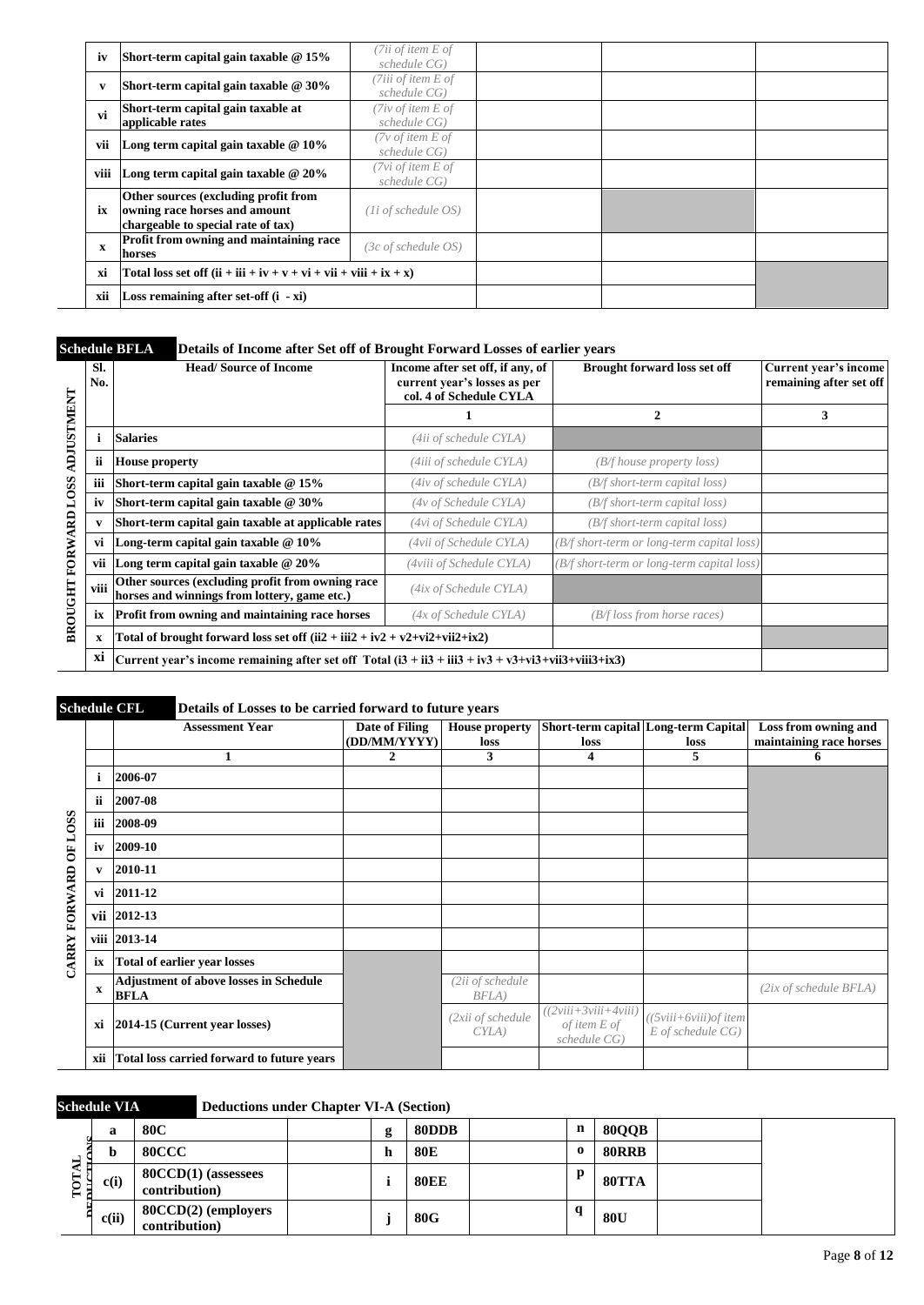| | | | | | |
|---|---|---|---|---|---|
| iv | Short-term capital gain taxable @ 15% | *(7ii of item E of schedule CG)* | | | |
| v | Short-term capital gain taxable @ 30% | *(7iii of item E of schedule CG)* | | | |
| vi | Short-term capital gain taxable at applicable rates | *(7iv of item E of schedule CG)* | | | |
| vii | Long term capital gain taxable @ 10% | *(7v of item E of schedule CG)* | | | |
| viii | Long term capital gain taxable @ 20% | *(7vi of item E of schedule CG)* | | | |
| ix | Other sources (excluding profit from owning race horses and amount chargeable to special rate of tax) | *(1i of schedule OS)* | | | |
| x | Profit from owning and maintaining race horses | *(3c of schedule OS)* | | | |
| xi | Total loss set off (ii + iii + iv + v + vi + vii + viii + ix + x) | | | | |
| xii | Loss remaining after set-off (i - xi) | | | | |

## Schedule BFLA — Details of Income after Set off of Brought Forward Losses of earlier years

**BROUGHT FORWARD LOSS ADJUSTMENT**

| Sl. No. | Head/ Source of Income | Income after set off, if any, of current year's losses as per col. 4 of Schedule CYLA | Brought forward loss set off | Current year's income remaining after set off |
|---|---|---|---|---|
| | | 1 | 2 | 3 |
| i | Salaries | *(4ii of schedule CYLA)* | | |
| ii | House property | *(4iii of schedule CYLA)* | *(B/f house property loss)* | |
| iii | Short-term capital gain taxable @ 15% | *(4iv of schedule CYLA)* | *(B/f short-term capital loss)* | |
| iv | Short-term capital gain taxable @ 30% | *(4v of Schedule CYLA)* | *(B/f short-term capital loss)* | |
| v | Short-term capital gain taxable at applicable rates | *(4vi of Schedule CYLA)* | *(B/f short-term capital loss)* | |
| vi | Long-term capital gain taxable @ 10% | *(4vii of Schedule CYLA)* | *(B/f short-term or long-term capital loss)* | |
| vii | Long term capital gain taxable @ 20% | *(4viii of Schedule CYLA)* | *(B/f short-term or long-term capital loss)* | |
| viii | Other sources (excluding profit from owning race horses and winnings from lottery, game etc.) | *(4ix of Schedule CYLA)* | | |
| ix | Profit from owning and maintaining race horses | *(4x of Schedule CYLA)* | *(B/f loss from horse races)* | |
| x | Total of brought forward loss set off (ii2 + iii2 + iv2 + v2+vi2+vii2+ix2) | | | |
| xi | Current year's income remaining after set off Total (i3 + ii3 + iii3 + iv3 + v3+vi3+vii3+viii3+ix3) | | | |

## Schedule CFL — Details of Losses to be carried forward to future years

**CARRY FORWARD OF LOSS**

| | Assessment Year | Date of Filing (DD/MM/YYYY) | House property loss | Short-term capital loss | Long-term Capital loss | Loss from owning and maintaining race horses |
|---|---|---|---|---|---|---|
| | 1 | 2 | 3 | 4 | 5 | 6 |
| i | 2006-07 | | | | | |
| ii | 2007-08 | | | | | |
| iii | 2008-09 | | | | | |
| iv | 2009-10 | | | | | |
| v | 2010-11 | | | | | |
| vi | 2011-12 | | | | | |
| vii | 2012-13 | | | | | |
| viii | 2013-14 | | | | | |
| ix | Total of earlier year losses | | | | | |
| x | Adjustment of above losses in Schedule BFLA | | *(2ii of schedule BFLA)* | | | *(2ix of schedule BFLA)* |
| xi | 2014-15 (Current year losses) | | *(2xii of schedule CYLA)* | *((2viii+3viii+4viii) of item E of schedule CG)* | *((5viii+6viii)of item E of schedule CG)* | |
| xii | Total loss carried forward to future years | | | | | |

## Schedule VIA — Deductions under Chapter VI-A (Section)

**TOTAL DEDUCTIONS**

| | | | | | | | | |
|---|---|---|---|---|---|---|---|---|
| a | 80C | | g | 80DDB | | n | 80QQB | |
| b | 80CCC | | h | 80E | | o | 80RRB | |
| c(i) | 80CCD(1) (assessees contribution) | | i | 80EE | | p | 80TTA | |
| c(ii) | 80CCD(2) (employers contribution) | | j | 80G | | q | 80U | |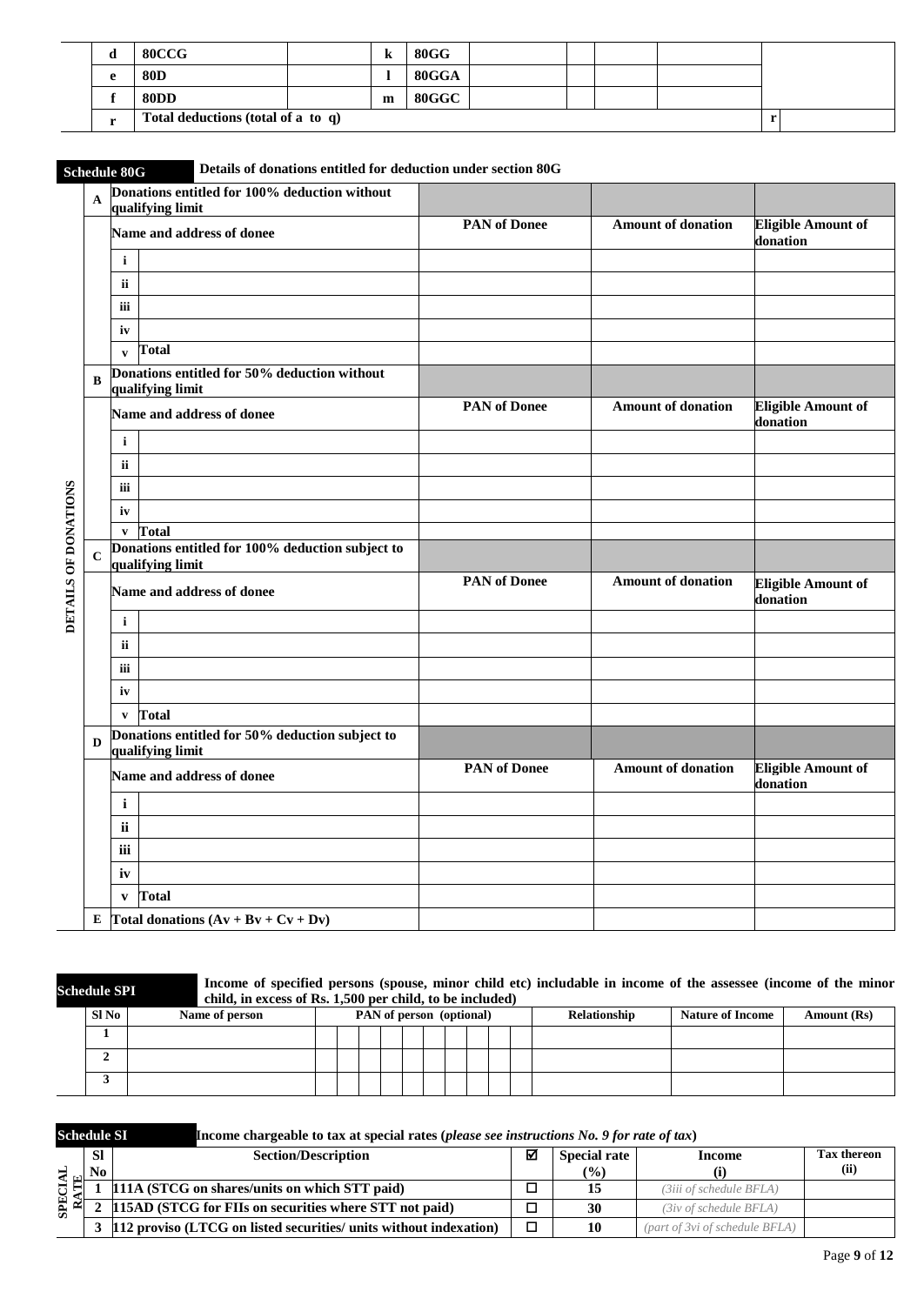| d | 80CCG | | k | 80GG | | | | | | |
|---|---|---|---|---|---|---|---|---|---|---|
| e | 80D | | l | 80GGA | | | | | | |
| f | 80DD | | m | 80GGC | | | | | | |
| r | Total deductions (total of a to q) | | | | | | | | r | |

**Schedule 80G** Details of donations entitled for deduction under section 80G

**DETAILS OF DONATIONS**

| | | | PAN of Donee | Amount of donation | Eligible Amount of donation |
|---|---|---|---|---|---|
| A | Donations entitled for 100% deduction without qualifying limit | | | | |
| | Name and address of donee | | PAN of Donee | Amount of donation | Eligible Amount of donation |
| | i | | | | |
| | ii | | | | |
| | iii | | | | |
| | iv | | | | |
| | v | Total | | | |
| B | Donations entitled for 50% deduction without qualifying limit | | | | |
| | Name and address of donee | | PAN of Donee | Amount of donation | Eligible Amount of donation |
| | i | | | | |
| | ii | | | | |
| | iii | | | | |
| | iv | | | | |
| | v | Total | | | |
| C | Donations entitled for 100% deduction subject to qualifying limit | | | | |
| | Name and address of donee | | PAN of Donee | Amount of donation | Eligible Amount of donation |
| | i | | | | |
| | ii | | | | |
| | iii | | | | |
| | iv | | | | |
| | v | Total | | | |
| D | Donations entitled for 50% deduction subject to qualifying limit | | | | |
| | Name and address of donee | | PAN of Donee | Amount of donation | Eligible Amount of donation |
| | i | | | | |
| | ii | | | | |
| | iii | | | | |
| | iv | | | | |
| | v | Total | | | |
| E | Total donations (Av + Bv + Cv + Dv) | | | | |

**Schedule SPI** Income of specified persons (spouse, minor child etc) includable in income of the assessee (income of the minor child, in excess of Rs. 1,500 per child, to be included)

| Sl No | Name of person | PAN of person (optional) | Relationship | Nature of Income | Amount (Rs) |
|---|---|---|---|---|---|
| 1 | | | | | |
| 2 | | | | | |
| 3 | | | | | |

**Schedule SI** Income chargeable to tax at special rates (*please see instructions No. 9 for rate of tax*)

**SPECIAL RATE**

| Sl No | Section/Description | ☑ | Special rate (%) | Income (i) | Tax thereon (ii) |
|---|---|---|---|---|---|
| 1 | 111A (STCG on shares/units on which STT paid) | ☐ | 15 | *(3iii of schedule BFLA)* | |
| 2 | 115AD (STCG for FIIs on securities where STT not paid) | ☐ | 30 | *(3iv of schedule BFLA)* | |
| 3 | 112 proviso (LTCG on listed securities/ units without indexation) | ☐ | 10 | *(part of 3vi of schedule BFLA)* | |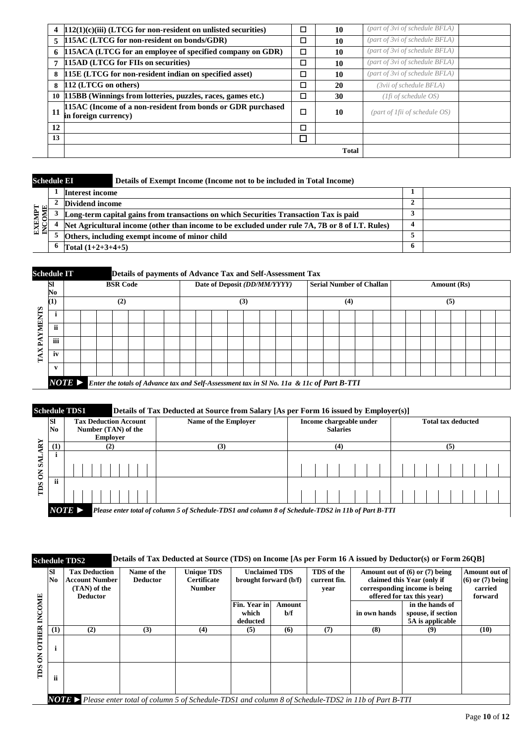| | | | | | |
|---|---|---|---|---|---|
| 4 | 112(1)(c)(iii) (LTCG for non-resident on unlisted securities) | ☐ | 10 | *(part of 3vi of schedule BFLA)* | |
| 5 | 115AC (LTCG for non-resident on bonds/GDR) | ☐ | 10 | *(part of 3vi of schedule BFLA)* | |
| 6 | 115ACA (LTCG for an employee of specified company on GDR) | ☐ | 10 | *(part of 3vi of schedule BFLA)* | |
| 7 | 115AD (LTCG for FIIs on securities) | ☐ | 10 | *(part of 3vi of schedule BFLA)* | |
| 8 | 115E (LTCG for non-resident indian on specified asset) | ☐ | 10 | *(part of 3vi of schedule BFLA)* | |
| 8 | 112 (LTCG on others) | ☐ | 20 | *(3vii of schedule BFLA)* | |
| 10 | 115BB (Winnings from lotteries, puzzles, races, games etc.) | ☐ | 30 | *(1fi of schedule OS)* | |
| 11 | 115AC (Income of a non-resident from bonds or GDR purchased in foreign currency) | ☐ | 10 | *(part of 1fii of schedule OS)* | |
| 12 | | ☐ | | | |
| 13 | | ☐ | | | |
| | | | **Total** | | |

**Schedule EI** **Details of Exempt Income (Income not to be included in Total Income)**

| EXEMPT INCOME | | | | |
|---|---|---|---|---|
| | 1 | **Interest income** | 1 | |
| | 2 | **Dividend income** | 2 | |
| | 3 | **Long-term capital gains from transactions on which Securities Transaction Tax is paid** | 3 | |
| | 4 | **Net Agricultural income (other than income to be excluded under rule 7A, 7B or 8 of I.T. Rules)** | 4 | |
| | 5 | **Others, including exempt income of minor child** | 5 | |
| | 6 | **Total (1+2+3+4+5)** | 6 | |

**Schedule IT** **Details of payments of Advance Tax and Self-Assessment Tax**

| TAX PAYMENTS | Sl No | BSR Code | Date of Deposit *(DD/MM/YYYY)* | Serial Number of Challan | Amount (Rs) |
|---|---|---|---|---|---|
| | (1) | (2) | (3) | (4) | (5) |
| | i | | | | |
| | ii | | | | |
| | iii | | | | |
| | iv | | | | |
| | v | | | | |

***NOTE ►*** *Enter the totals of Advance tax and Self-Assessment tax in Sl No. 11a & 11c of Part B-TTI*

**Schedule TDS1** **Details of Tax Deducted at Source from Salary [As per Form 16 issued by Employer(s)]**

| TDS ON SALARY | Sl No | Tax Deduction Account Number (TAN) of the Employer | Name of the Employer | Income chargeable under Salaries | Total tax deducted |
|---|---|---|---|---|---|
| | (1) | (2) | (3) | (4) | (5) |
| | i | | | | |
| | ii | | | | |

***NOTE ►*** *Please enter total of column 5 of Schedule-TDS1 and column 8 of Schedule-TDS2 in 11b of Part B-TTI*

**Schedule TDS2** **Details of Tax Deducted at Source (TDS) on Income [As per Form 16 A issued by Deductor(s) or Form 26QB]**

| TDS ON OTHER INCOME | Sl No | Tax Deduction Account Number (TAN) of the Deductor | Name of the Deductor | Unique TDS Certificate Number | Unclaimed TDS brought forward (b/f) | | TDS of the current fin. year | Amount out of (6) or (7) being claimed this Year (only if corresponding income is being offered for tax this year) | | Amount out of (6) or (7) being carried forward |
|---|---|---|---|---|---|---|---|---|---|---|
| | | | | | Fin. Year in which deducted | Amount b/f | | in own hands | in the hands of spouse, if section 5A is applicable | |
| | (1) | (2) | (3) | (4) | (5) | (6) | (7) | (8) | (9) | (10) |
| | i | | | | | | | | | |
| | ii | | | | | | | | | |

***NOTE ►*** *Please enter total of column 5 of Schedule-TDS1 and column 8 of Schedule-TDS2 in 11b of Part B-TTI*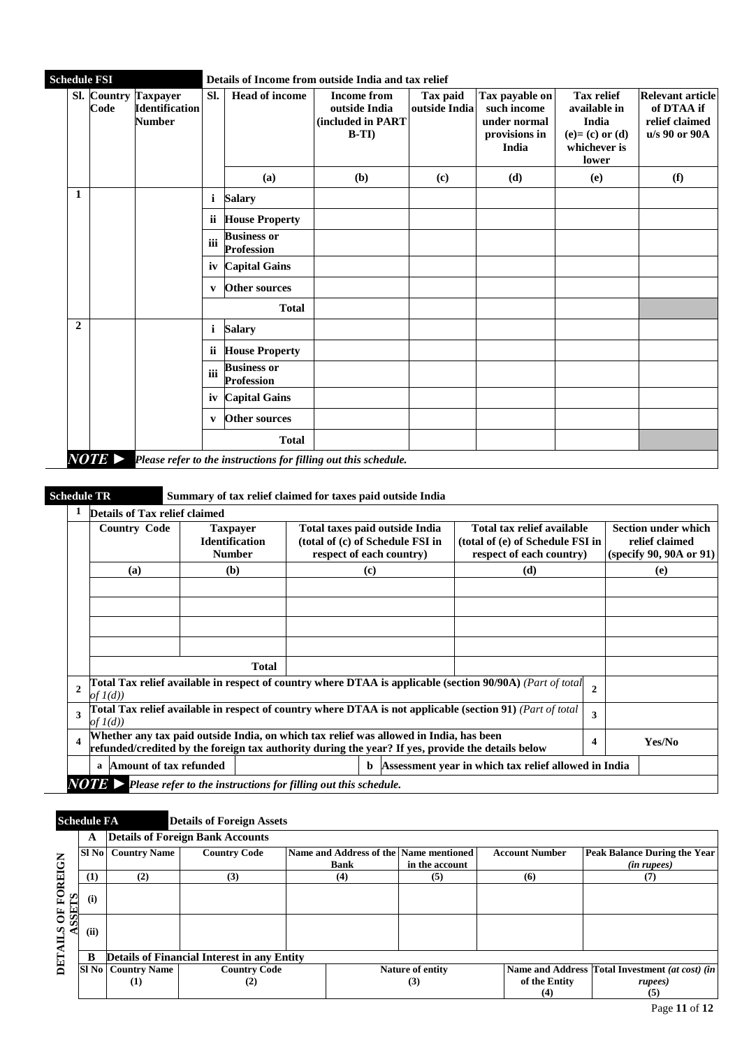## Schedule FSI — Details of Income from outside India and tax relief

| Sl. | Country Code | Taxpayer Identification Number | Sl. | Head of income | Income from outside India (included in PART B-TI) | Tax paid outside India | Tax payable on such income under normal provisions in India | Tax relief available in India (e)= (c) or (d) whichever is lower | Relevant article of DTAA if relief claimed u/s 90 or 90A |
|---|---|---|---|---|---|---|---|---|---|
| | | | | (a) | (b) | (c) | (d) | (e) | (f) |
| 1 | | | i | Salary | | | | | |
| | | | ii | House Property | | | | | |
| | | | iii | Business or Profession | | | | | |
| | | | iv | Capital Gains | | | | | |
| | | | v | Other sources | | | | | |
| | | | | Total | | | | | |
| 2 | | | i | Salary | | | | | |
| | | | ii | House Property | | | | | |
| | | | iii | Business or Profession | | | | | |
| | | | iv | Capital Gains | | | | | |
| | | | v | Other sources | | | | | |
| | | | | Total | | | | | |

***NOTE ► Please refer to the instructions for filling out this schedule.***

## Schedule TR — Summary of tax relief claimed for taxes paid outside India

**1 Details of Tax relief claimed**

| Country Code | Taxpayer Identification Number | Total taxes paid outside India (total of (c) of Schedule FSI in respect of each country) | Total tax relief available (total of (e) of Schedule FSI in respect of each country) | Section under which relief claimed (specify 90, 90A or 91) |
|---|---|---|---|---|
| (a) | (b) | (c) | (d) | (e) |
| | | | | |
| | | | | |
| | | | | |
| | | | | |
| | Total | | | |

| | | | |
|---|---|---|---|
| 2 | Total Tax relief available in respect of country where DTAA is applicable (section 90/90A) *(Part of total of 1(d))* | 2 | |
| 3 | Total Tax relief available in respect of country where DTAA is not applicable (section 91) *(Part of total of 1(d))* | 3 | |
| 4 | Whether any tax paid outside India, on which tax relief was allowed in India, has been refunded/credited by the foreign tax authority during the year? If yes, provide the details below | 4 | Yes/No |

| a | Amount of tax refunded | | b | Assessment year in which tax relief allowed in India | |
|---|---|---|---|---|---|

***NOTE ► Please refer to the instructions for filling out this schedule.***

## Schedule FA — Details of Foreign Assets

**DETAILS OF FOREIGN ASSETS**

**A Details of Foreign Bank Accounts**

| Sl No | Country Name | Country Code | Name and Address of the Bank | Name mentioned in the account | Account Number | Peak Balance During the Year *(in rupees)* |
|---|---|---|---|---|---|---|
| (1) | (2) | (3) | (4) | (5) | (6) | (7) |
| (i) | | | | | | |
| (ii) | | | | | | |

**B Details of Financial Interest in any Entity**

| Sl No | Country Name | Country Code | Nature of entity | Name and Address of the Entity | Total Investment *(at cost) (in rupees)* |
|---|---|---|---|---|---|
| | (1) | (2) | (3) | (4) | (5) |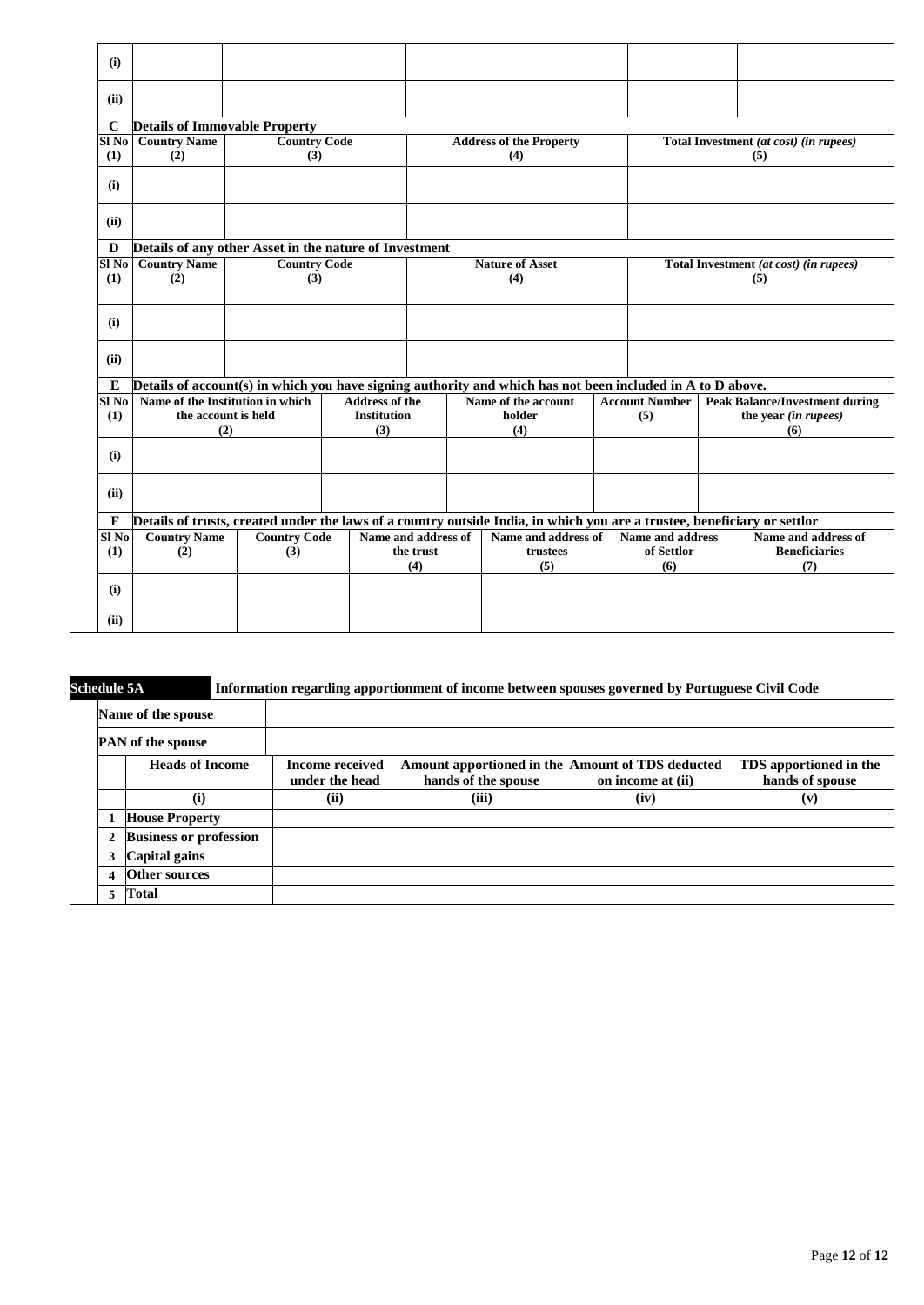| | | | | | |
|---|---|---|---|---|---|
| (i) | | | | | |
| (ii) | | | | | |

**C** **Details of Immovable Property**

| Sl No (1) | Country Name (2) | Country Code (3) | Address of the Property (4) | Total Investment *(at cost) (in rupees)* (5) |
|---|---|---|---|---|
| (i) | | | | |
| (ii) | | | | |

**D** **Details of any other Asset in the nature of Investment**

| Sl No (1) | Country Name (2) | Country Code (3) | Nature of Asset (4) | Total Investment *(at cost) (in rupees)* (5) |
|---|---|---|---|---|
| (i) | | | | |
| (ii) | | | | |

**E** **Details of account(s) in which you have signing authority and which has not been included in A to D above.**

| Sl No (1) | Name of the Institution in which the account is held (2) | Address of the Institution (3) | Name of the account holder (4) | Account Number (5) | Peak Balance/Investment during the year *(in rupees)* (6) |
|---|---|---|---|---|---|
| (i) | | | | | |
| (ii) | | | | | |

**F** **Details of trusts, created under the laws of a country outside India, in which you are a trustee, beneficiary or settlor**

| Sl No (1) | Country Name (2) | Country Code (3) | Name and address of the trust (4) | Name and address of trustees (5) | Name and address of Settlor (6) | Name and address of Beneficiaries (7) |
|---|---|---|---|---|---|---|
| (i) | | | | | | |
| (ii) | | | | | | |

**Schedule 5A** **Information regarding apportionment of income between spouses governed by Portuguese Civil Code**

| | | | | | |
|---|---|---|---|---|---|
| Name of the spouse | | | | | |
| PAN of the spouse | | | | | |
| | Heads of Income | Income received under the head | Amount apportioned in the hands of the spouse | Amount of TDS deducted on income at (ii) | TDS apportioned in the hands of spouse |
| | (i) | (ii) | (iii) | (iv) | (v) |
| 1 | House Property | | | | |
| 2 | Business or profession | | | | |
| 3 | Capital gains | | | | |
| 4 | Other sources | | | | |
| 5 | Total | | | | |